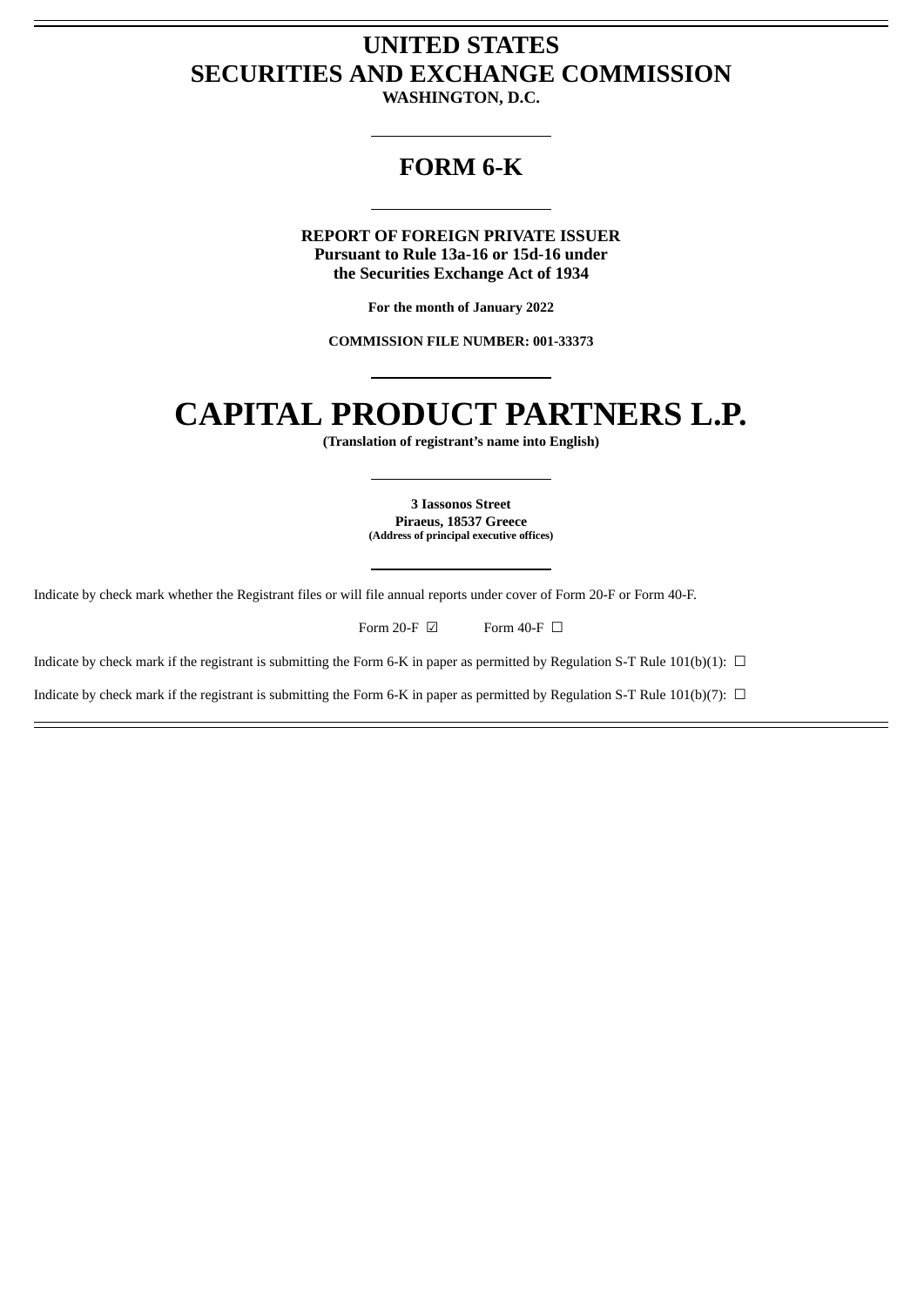# UNITED STATES
# SECURITIES AND EXCHANGE COMMISSION

**WASHINGTON, D.C.**

---

## FORM 6-K

---

**REPORT OF FOREIGN PRIVATE ISSUER**
**Pursuant to Rule 13a-16 or 15d-16 under**
**the Securities Exchange Act of 1934**

**For the month of January 2022**

**COMMISSION FILE NUMBER: 001-33373**

---

# CAPITAL PRODUCT PARTNERS L.P.

**(Translation of registrant's name into English)**

---

**3 Iassonos Street**
**Piraeus, 18537 Greece**
**(Address of principal executive offices)**

---

Indicate by check mark whether the Registrant files or will file annual reports under cover of Form 20-F or Form 40-F.

Form 20-F ☑ Form 40-F ☐

Indicate by check mark if the registrant is submitting the Form 6-K in paper as permitted by Regulation S-T Rule 101(b)(1): ☐

Indicate by check mark if the registrant is submitting the Form 6-K in paper as permitted by Regulation S-T Rule 101(b)(7): ☐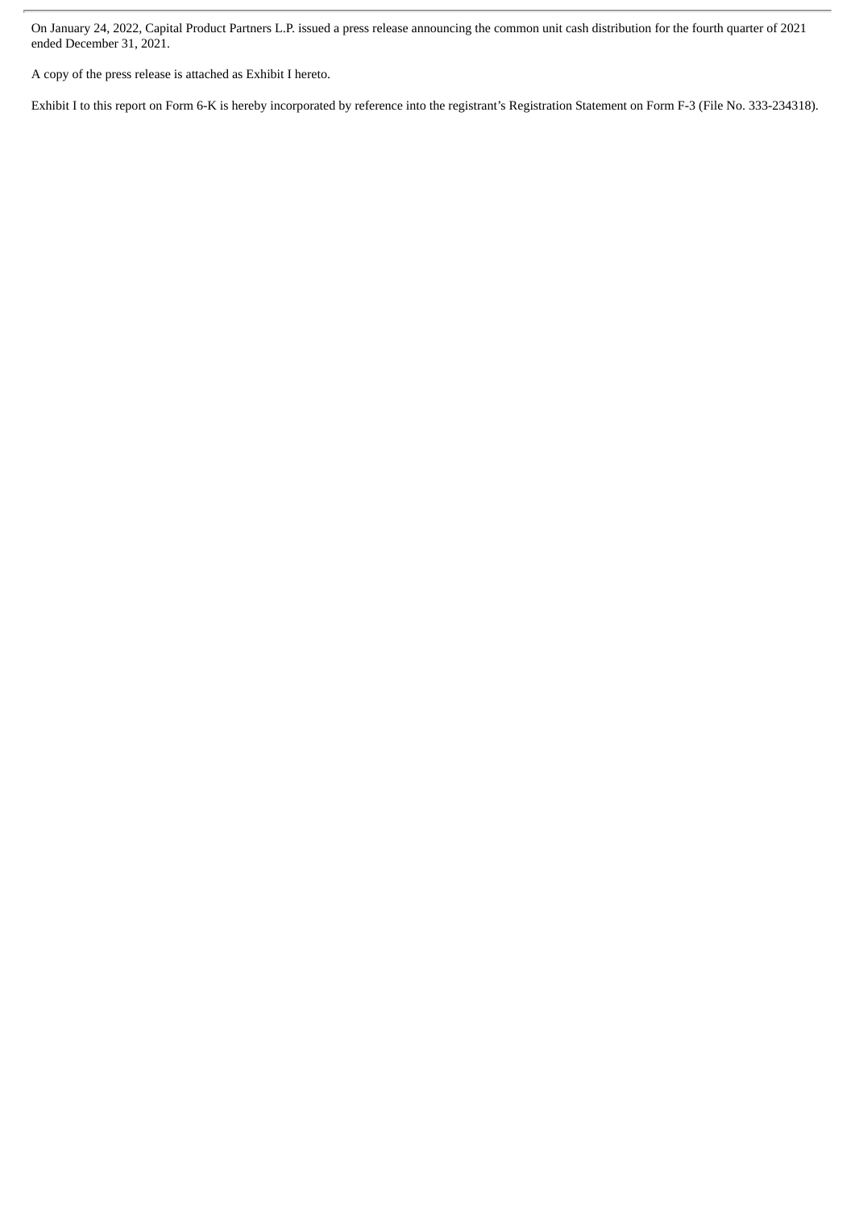On January 24, 2022, Capital Product Partners L.P. issued a press release announcing the common unit cash distribution for the fourth quarter of 2021 ended December 31, 2021.

A copy of the press release is attached as Exhibit I hereto.

Exhibit I to this report on Form 6-K is hereby incorporated by reference into the registrant's Registration Statement on Form F-3 (File No. 333-234318).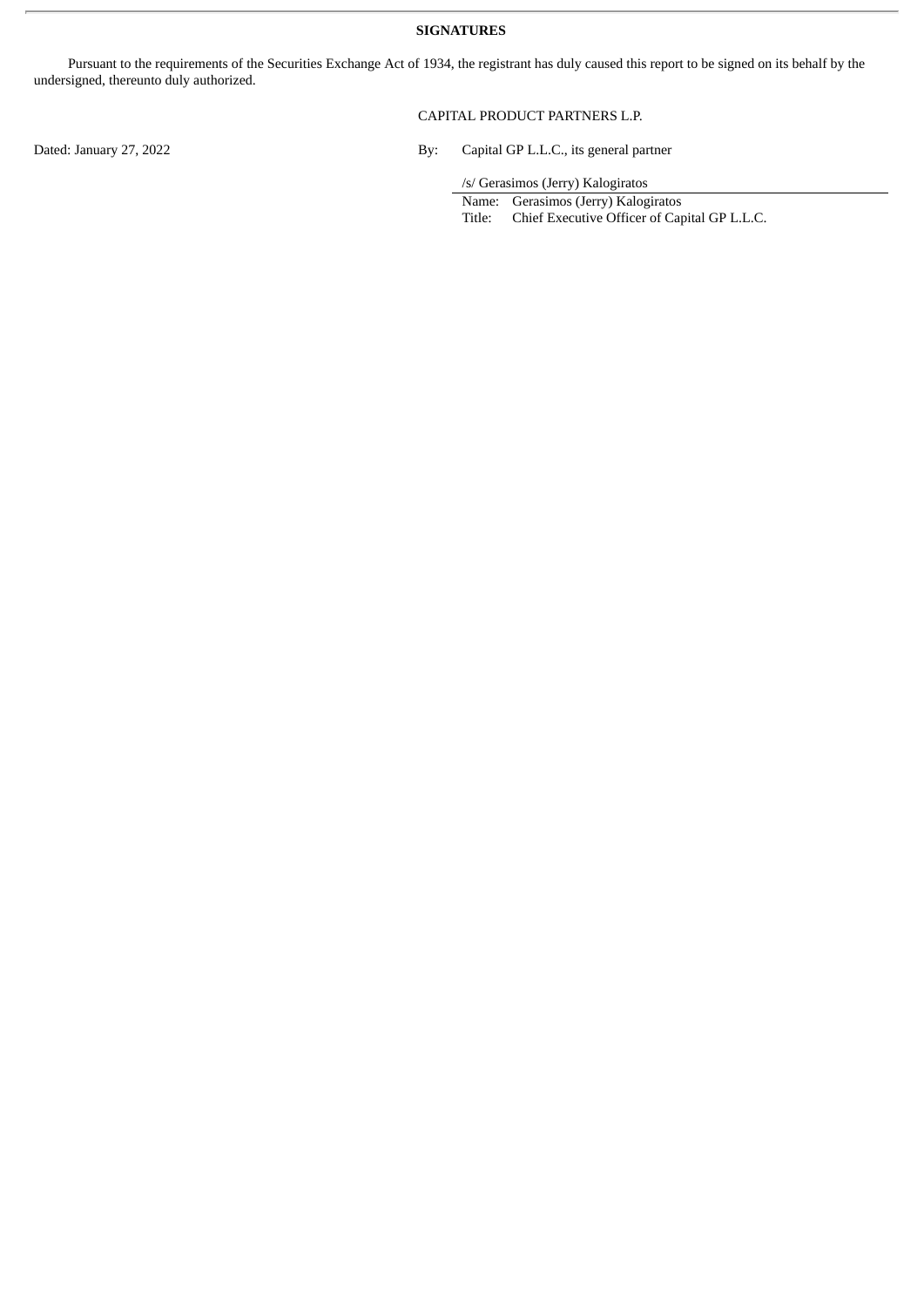**SIGNATURES**

Pursuant to the requirements of the Securities Exchange Act of 1934, the registrant has duly caused this report to be signed on its behalf by the undersigned, thereunto duly authorized.

CAPITAL PRODUCT PARTNERS L.P.

Dated: January 27, 2022

By: Capital GP L.L.C., its general partner

/s/ Gerasimos (Jerry) Kalogiratos

Name: Gerasimos (Jerry) Kalogiratos

Title: Chief Executive Officer of Capital GP L.L.C.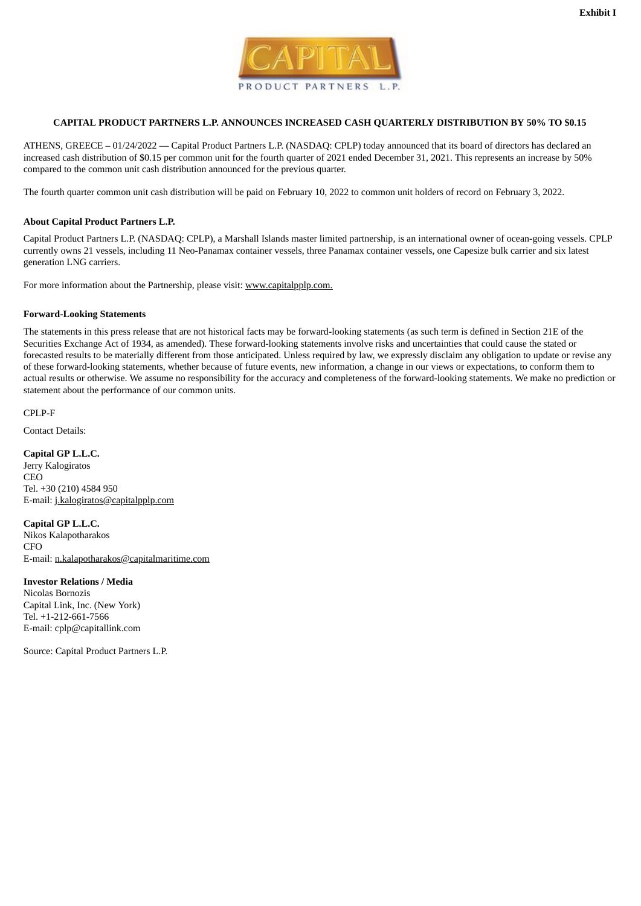**Exhibit I**

CAPITAL
PRODUCT PARTNERS L.P.

## CAPITAL PRODUCT PARTNERS L.P. ANNOUNCES INCREASED CASH QUARTERLY DISTRIBUTION BY 50% TO $0.15

ATHENS, GREECE – 01/24/2022 — Capital Product Partners L.P. (NASDAQ: CPLP) today announced that its board of directors has declared an increased cash distribution of $0.15 per common unit for the fourth quarter of 2021 ended December 31, 2021. This represents an increase by 50% compared to the common unit cash distribution announced for the previous quarter.

The fourth quarter common unit cash distribution will be paid on February 10, 2022 to common unit holders of record on February 3, 2022.

### About Capital Product Partners L.P.

Capital Product Partners L.P. (NASDAQ: CPLP), a Marshall Islands master limited partnership, is an international owner of ocean-going vessels. CPLP currently owns 21 vessels, including 11 Neo-Panamax container vessels, three Panamax container vessels, one Capesize bulk carrier and six latest generation LNG carriers.

For more information about the Partnership, please visit: www.capitalpplp.com.

### Forward-Looking Statements

The statements in this press release that are not historical facts may be forward-looking statements (as such term is defined in Section 21E of the Securities Exchange Act of 1934, as amended). These forward-looking statements involve risks and uncertainties that could cause the stated or forecasted results to be materially different from those anticipated. Unless required by law, we expressly disclaim any obligation to update or revise any of these forward-looking statements, whether because of future events, new information, a change in our views or expectations, to conform them to actual results or otherwise. We assume no responsibility for the accuracy and completeness of the forward-looking statements. We make no prediction or statement about the performance of our common units.

CPLP-F

Contact Details:

**Capital GP L.L.C.**
Jerry Kalogiratos
CEO
Tel. +30 (210) 4584 950
E-mail: j.kalogiratos@capitalpplp.com

**Capital GP L.L.C.**
Nikos Kalapotharakos
CFO
E-mail: n.kalapotharakos@capitalmaritime.com

**Investor Relations / Media**
Nicolas Bornozis
Capital Link, Inc. (New York)
Tel. +1-212-661-7566
E-mail: cplp@capitallink.com

Source: Capital Product Partners L.P.